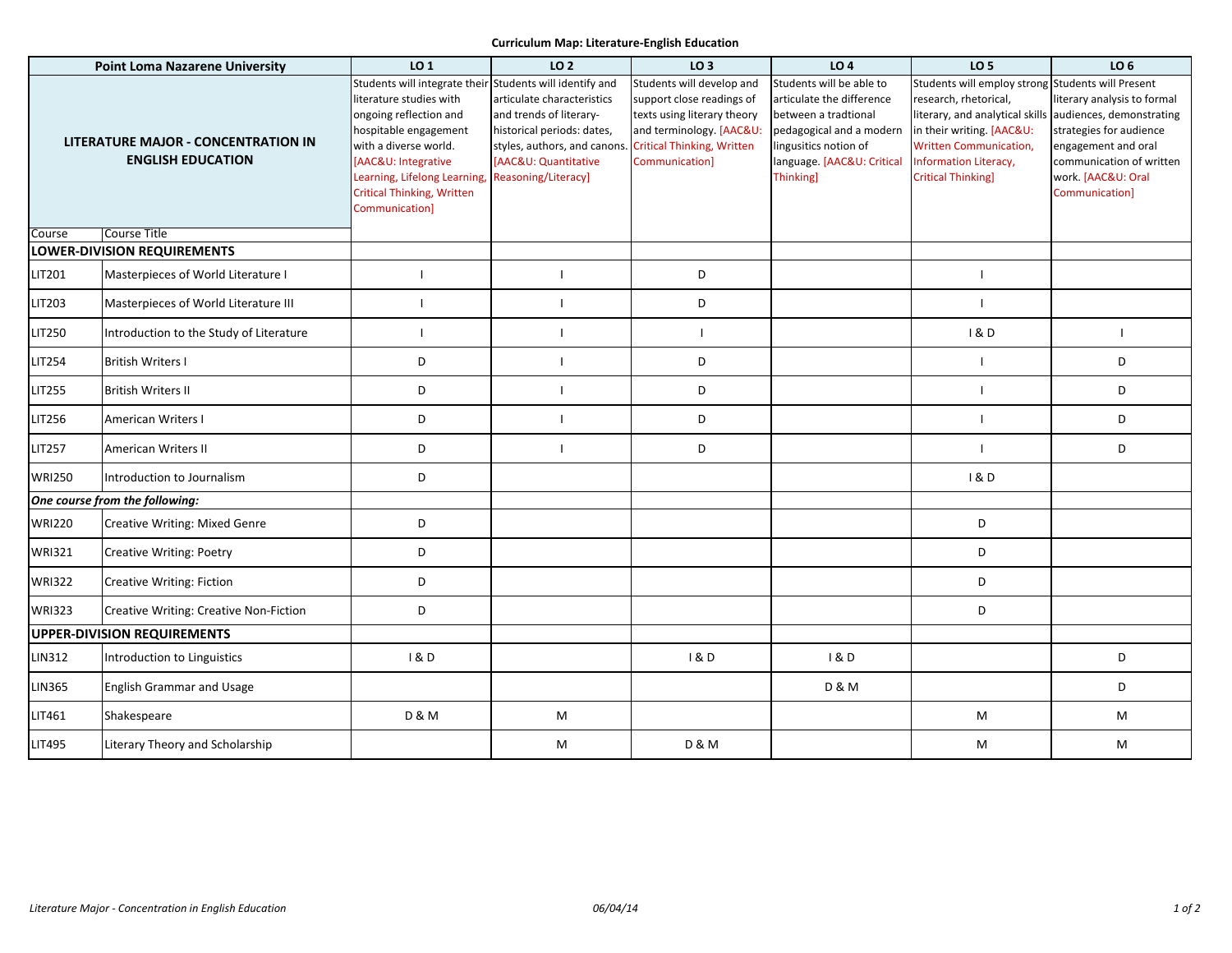**Curriculum Map: Literature-English Education**

| Point Loma Nazarene University | | LO 1 | LO 2 | LO 3 | LO 4 | LO 5 | LO 6 |
|---|---|---|---|---|---|---|---|
| **LITERATURE MAJOR - CONCENTRATION IN ENGLISH EDUCATION** | | Students will integrate their literature studies with ongoing reflection and hospitable engagement with a diverse world. [AAC&U: Integrative Learning, Lifelong Learning, Critical Thinking, Written Communication] | Students will identify and articulate characteristics and trends of literary-historical periods: dates, styles, authors, and canons. [AAC&U: Quantitative Reasoning/Literacy] | Students will develop and support close readings of texts using literary theory and terminology. [AAC&U: Critical Thinking, Written Communication] | Students will be able to articulate the difference between a tradtional pedagogical and a modern lingusitics notion of language. [AAC&U: Critical Thinking] | Students will employ strong research, rhetorical, literary, and analytical skills in their writing. [AAC&U: Written Communication, Information Literacy, Critical Thinking] | Students will Present literary analysis to formal audiences, demonstrating strategies for audience engagement and oral communication of written work. [AAC&U: Oral Communication] |
| Course | Course Title | | | | | | |
| **LOWER-DIVISION REQUIREMENTS** | | | | | | | |
| LIT201 | Masterpieces of World Literature I | I | I | D | | I | |
| LIT203 | Masterpieces of World Literature III | I | I | D | | I | |
| LIT250 | Introduction to the Study of Literature | I | I | I | | I & D | I |
| LIT254 | British Writers I | D | I | D | | I | D |
| LIT255 | British Writers II | D | I | D | | I | D |
| LIT256 | American Writers I | D | I | D | | I | D |
| LIT257 | American Writers II | D | I | D | | I | D |
| WRI250 | Introduction to Journalism | D | | | | I & D | |
| ***One course from the following:*** | | | | | | | |
| WRI220 | Creative Writing: Mixed Genre | D | | | | D | |
| WRI321 | Creative Writing: Poetry | D | | | | D | |
| WRI322 | Creative Writing: Fiction | D | | | | D | |
| WRI323 | Creative Writing: Creative Non-Fiction | D | | | | D | |
| **UPPER-DIVISION REQUIREMENTS** | | | | | | | |
| LIN312 | Introduction to Linguistics | I & D | | I & D | I & D | | D |
| LIN365 | English Grammar and Usage | | | | D & M | | D |
| LIT461 | Shakespeare | D & M | M | | | M | M |
| LIT495 | Literary Theory and Scholarship | | M | D & M | | M | M |

*Literature Major - Concentration in English Education* 06/04/14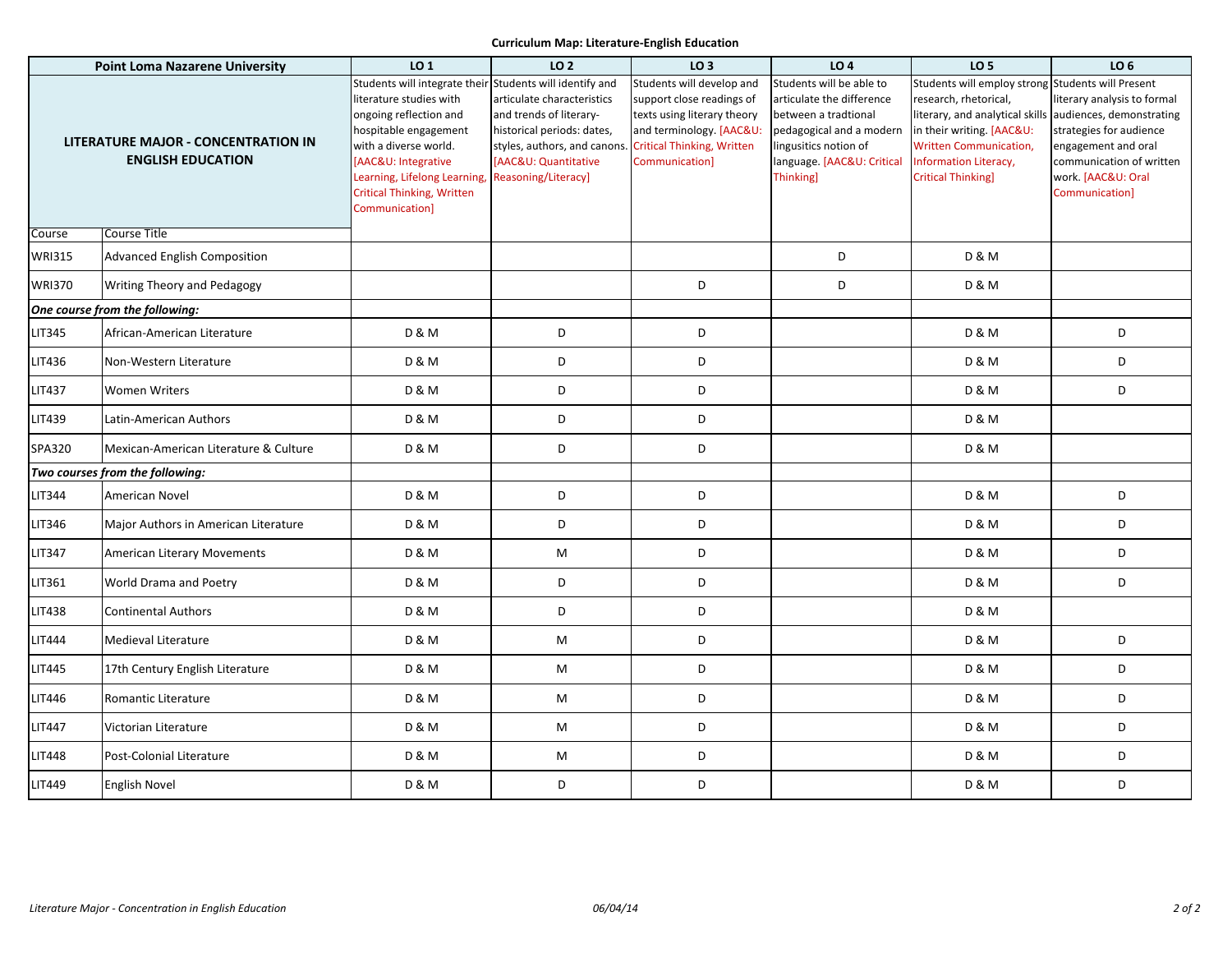**Curriculum Map: Literature-English Education**

| Point Loma Nazarene University | | LO 1 | LO 2 | LO 3 | LO 4 | LO 5 | LO 6 |
|---|---|---|---|---|---|---|---|
| **LITERATURE MAJOR - CONCENTRATION IN ENGLISH EDUCATION** | | Students will integrate their literature studies with ongoing reflection and hospitable engagement with a diverse world. [AAC&U: Integrative Learning, Lifelong Learning, Critical Thinking, Written Communication] | Students will identify and articulate characteristics and trends of literary-historical periods: dates, styles, authors, and canons. [AAC&U: Quantitative Reasoning/Literacy] | Students will develop and support close readings of texts using literary theory and terminology. [AAC&U: Critical Thinking, Written Communication] | Students will be able to articulate the difference between a tradtional pedagogical and a modern lingusitics notion of language. [AAC&U: Critical Thinking] | Students will employ strong research, rhetorical, literary, and analytical skills in their writing. [AAC&U: Written Communication, Information Literacy, Critical Thinking] | Students will Present literary analysis to formal audiences, demonstrating strategies for audience engagement and oral communication of written work. [AAC&U: Oral Communication] |
| Course | Course Title | | | | | | |
| WRI315 | Advanced English Composition | | | | D | D & M | |
| WRI370 | Writing Theory and Pedagogy | | | D | D | D & M | |
| ***One course from the following:*** | | | | | | | |
| LIT345 | African-American Literature | D & M | D | D | | D & M | D |
| LIT436 | Non-Western Literature | D & M | D | D | | D & M | D |
| LIT437 | Women Writers | D & M | D | D | | D & M | D |
| LIT439 | Latin-American Authors | D & M | D | D | | D & M | |
| SPA320 | Mexican-American Literature & Culture | D & M | D | D | | D & M | |
| ***Two courses from the following:*** | | | | | | | |
| LIT344 | American Novel | D & M | D | D | | D & M | D |
| LIT346 | Major Authors in American Literature | D & M | D | D | | D & M | D |
| LIT347 | American Literary Movements | D & M | M | D | | D & M | D |
| LIT361 | World Drama and Poetry | D & M | D | D | | D & M | D |
| LIT438 | Continental Authors | D & M | D | D | | D & M | |
| LIT444 | Medieval Literature | D & M | M | D | | D & M | D |
| LIT445 | 17th Century English Literature | D & M | M | D | | D & M | D |
| LIT446 | Romantic Literature | D & M | M | D | | D & M | D |
| LIT447 | Victorian Literature | D & M | M | D | | D & M | D |
| LIT448 | Post-Colonial Literature | D & M | M | D | | D & M | D |
| LIT449 | English Novel | D & M | D | D | | D & M | D |

*Literature Major - Concentration in English Education* 06/04/14